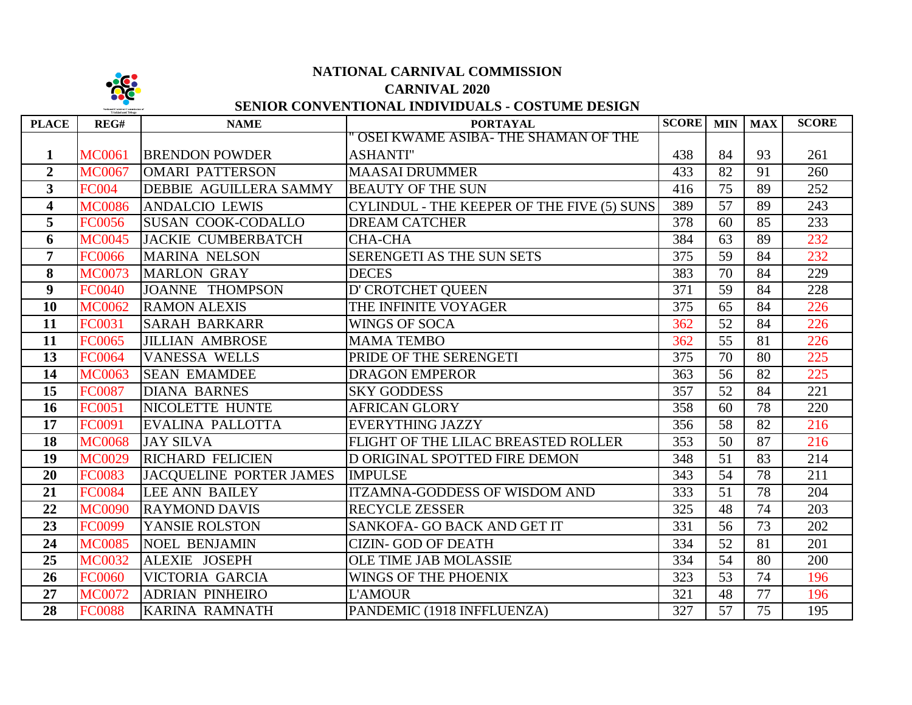# NATIONAL CARNIVAL COMMISSION

## CARNIVAL 2020

## SENIOR CONVENTIONAL INDIVIDUALS - COSTUME DESIGN

| PLACE | REG# | NAME | PORTAYAL | SCORE | MIN | MAX | SCORE |
|---|---|---|---|---|---|---|---|
| 1 | MC0061 | BRENDON POWDER | " OSEI KWAME ASIBA- THE SHAMAN OF THE ASHANTI" | 438 | 84 | 93 | 261 |
| 2 | MC0067 | OMARI PATTERSON | MAASAI DRUMMER | 433 | 82 | 91 | 260 |
| 3 | FC004 | DEBBIE AGUILLERA SAMMY | BEAUTY OF THE SUN | 416 | 75 | 89 | 252 |
| 4 | MC0086 | ANDALCIO LEWIS | CYLINDUL - THE KEEPER OF THE FIVE (5) SUNS | 389 | 57 | 89 | 243 |
| 5 | FC0056 | SUSAN COOK-CODALLO | DREAM CATCHER | 378 | 60 | 85 | 233 |
| 6 | MC0045 | JACKIE CUMBERBATCH | CHA-CHA | 384 | 63 | 89 | 232 |
| 7 | FC0066 | MARINA NELSON | SERENGETI AS THE SUN SETS | 375 | 59 | 84 | 232 |
| 8 | MC0073 | MARLON GRAY | DECES | 383 | 70 | 84 | 229 |
| 9 | FC0040 | JOANNE THOMPSON | D' CROTCHET QUEEN | 371 | 59 | 84 | 228 |
| 10 | MC0062 | RAMON ALEXIS | THE INFINITE VOYAGER | 375 | 65 | 84 | 226 |
| 11 | FC0031 | SARAH BARKARR | WINGS OF SOCA | 362 | 52 | 84 | 226 |
| 11 | FC0065 | JILLIAN AMBROSE | MAMA TEMBO | 362 | 55 | 81 | 226 |
| 13 | FC0064 | VANESSA WELLS | PRIDE OF THE SERENGETI | 375 | 70 | 80 | 225 |
| 14 | MC0063 | SEAN EMAMDEE | DRAGON EMPEROR | 363 | 56 | 82 | 225 |
| 15 | FC0087 | DIANA BARNES | SKY GODDESS | 357 | 52 | 84 | 221 |
| 16 | FC0051 | NICOLETTE HUNTE | AFRICAN GLORY | 358 | 60 | 78 | 220 |
| 17 | FC0091 | EVALINA PALLOTTA | EVERYTHING JAZZY | 356 | 58 | 82 | 216 |
| 18 | MC0068 | JAY SILVA | FLIGHT OF THE LILAC BREASTED ROLLER | 353 | 50 | 87 | 216 |
| 19 | MC0029 | RICHARD FELICIEN | D ORIGINAL SPOTTED FIRE DEMON | 348 | 51 | 83 | 214 |
| 20 | FC0083 | JACQUELINE PORTER JAMES | IMPULSE | 343 | 54 | 78 | 211 |
| 21 | FC0084 | LEE ANN BAILEY | ITZAMNA-GODDESS OF WISDOM AND | 333 | 51 | 78 | 204 |
| 22 | MC0090 | RAYMOND DAVIS | RECYCLE ZESSER | 325 | 48 | 74 | 203 |
| 23 | FC0099 | YANSIE ROLSTON | SANKOFA- GO BACK AND GET IT | 331 | 56 | 73 | 202 |
| 24 | MC0085 | NOEL BENJAMIN | CIZIN- GOD OF DEATH | 334 | 52 | 81 | 201 |
| 25 | MC0032 | ALEXIE JOSEPH | OLE TIME JAB MOLASSIE | 334 | 54 | 80 | 200 |
| 26 | FC0060 | VICTORIA GARCIA | WINGS OF THE PHOENIX | 323 | 53 | 74 | 196 |
| 27 | MC0072 | ADRIAN PINHEIRO | L'AMOUR | 321 | 48 | 77 | 196 |
| 28 | FC0088 | KARINA RAMNATH | PANDEMIC (1918 INFFLUENZA) | 327 | 57 | 75 | 195 |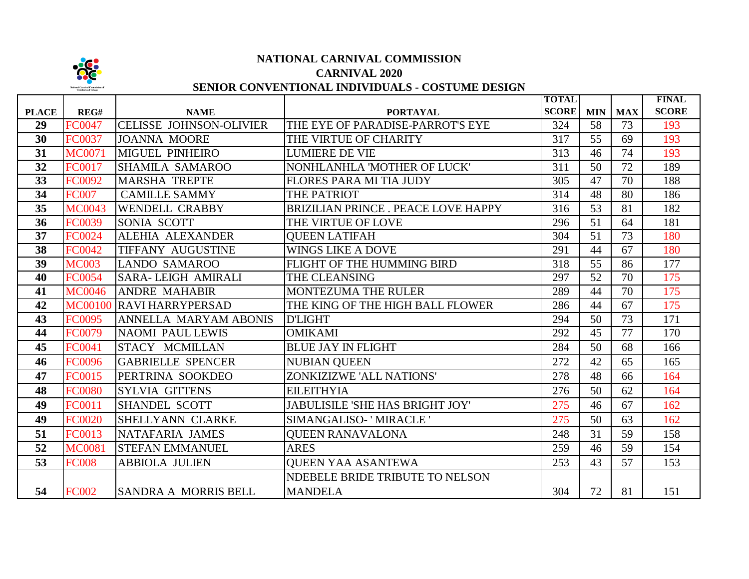# NATIONAL CARNIVAL COMMISSION

## CARNIVAL 2020

## SENIOR CONVENTIONAL INDIVIDUALS - COSTUME DESIGN

| PLACE | REG# | NAME | PORTAYAL | TOTAL SCORE | MIN | MAX | FINAL SCORE |
|---|---|---|---|---|---|---|---|
| 29 | FC0047 | CELISSE JOHNSON-OLIVIER | THE EYE OF PARADISE-PARROT'S EYE | 324 | 58 | 73 | 193 |
| 30 | FC0037 | JOANNA MOORE | THE VIRTUE OF CHARITY | 317 | 55 | 69 | 193 |
| 31 | MC0071 | MIGUEL PINHEIRO | LUMIERE DE VIE | 313 | 46 | 74 | 193 |
| 32 | FC0017 | SHAMILA SAMAROO | NONHLANHLA 'MOTHER OF LUCK' | 311 | 50 | 72 | 189 |
| 33 | FC0092 | MARSHA TREPTE | FLORES PARA MI TIA JUDY | 305 | 47 | 70 | 188 |
| 34 | FC007 | CAMILLE SAMMY | THE PATRIOT | 314 | 48 | 80 | 186 |
| 35 | MC0043 | WENDELL CRABBY | BRIZILIAN PRINCE . PEACE LOVE HAPPY | 316 | 53 | 81 | 182 |
| 36 | FC0039 | SONIA SCOTT | THE VIRTUE OF LOVE | 296 | 51 | 64 | 181 |
| 37 | FC0024 | ALEHIA ALEXANDER | QUEEN LATIFAH | 304 | 51 | 73 | 180 |
| 38 | FC0042 | TIFFANY AUGUSTINE | WINGS LIKE A DOVE | 291 | 44 | 67 | 180 |
| 39 | MC003 | LANDO SAMAROO | FLIGHT OF THE HUMMING BIRD | 318 | 55 | 86 | 177 |
| 40 | FC0054 | SARA- LEIGH AMIRALI | THE CLEANSING | 297 | 52 | 70 | 175 |
| 41 | MC0046 | ANDRE MAHABIR | MONTEZUMA THE RULER | 289 | 44 | 70 | 175 |
| 42 | MC00100 | RAVI HARRYPERSAD | THE KING OF THE HIGH BALL FLOWER | 286 | 44 | 67 | 175 |
| 43 | FC0095 | ANNELLA MARYAM ABONIS | D'LIGHT | 294 | 50 | 73 | 171 |
| 44 | FC0079 | NAOMI PAUL LEWIS | OMIKAMI | 292 | 45 | 77 | 170 |
| 45 | FC0041 | STACY MCMILLAN | BLUE JAY IN FLIGHT | 284 | 50 | 68 | 166 |
| 46 | FC0096 | GABRIELLE SPENCER | NUBIAN QUEEN | 272 | 42 | 65 | 165 |
| 47 | FC0015 | PERTRINA SOOKDEO | ZONKIZIZWE 'ALL NATIONS' | 278 | 48 | 66 | 164 |
| 48 | FC0080 | SYLVIA GITTENS | EILEITHYIA | 276 | 50 | 62 | 164 |
| 49 | FC0011 | SHANDEL SCOTT | JABULISILE 'SHE HAS BRIGHT JOY' | 275 | 46 | 67 | 162 |
| 49 | FC0020 | SHELLYANN CLARKE | SIMANGALISO- ' MIRACLE ' | 275 | 50 | 63 | 162 |
| 51 | FC0013 | NATAFARIA JAMES | QUEEN RANAVALONA | 248 | 31 | 59 | 158 |
| 52 | MC0081 | STEFAN EMMANUEL | ARES | 259 | 46 | 59 | 154 |
| 53 | FC008 | ABBIOLA JULIEN | QUEEN YAA ASANTEWA | 253 | 43 | 57 | 153 |
| 54 | FC002 | SANDRA A MORRIS BELL | NDEBELE BRIDE TRIBUTE TO NELSON MANDELA | 304 | 72 | 81 | 151 |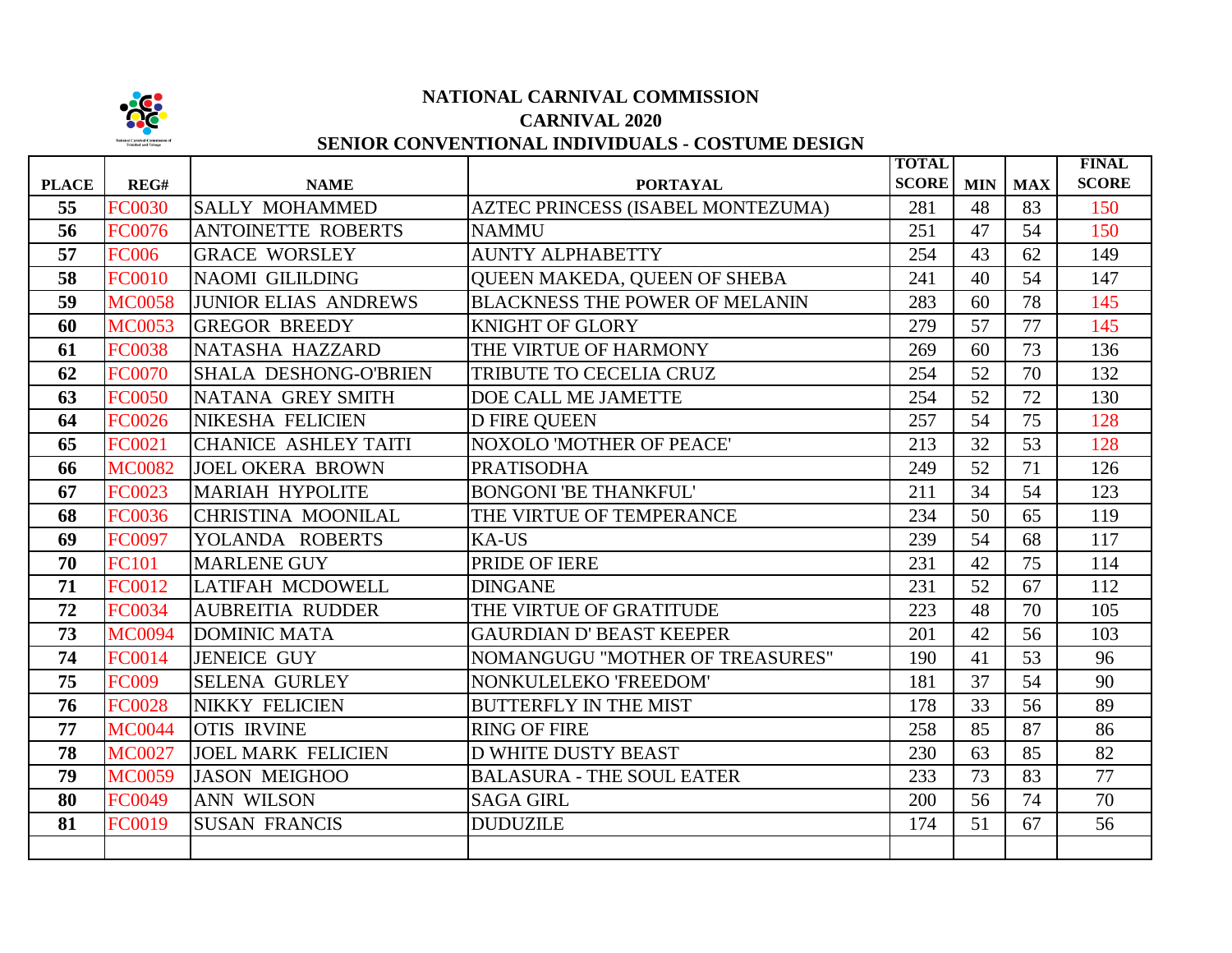# NATIONAL CARNIVAL COMMISSION

## CARNIVAL 2020

## SENIOR CONVENTIONAL INDIVIDUALS - COSTUME DESIGN

| PLACE | REG# | NAME | PORTAYAL | TOTAL SCORE | MIN | MAX | FINAL SCORE |
|---|---|---|---|---|---|---|---|
| 55 | FC0030 | SALLY MOHAMMED | AZTEC PRINCESS (ISABEL MONTEZUMA) | 281 | 48 | 83 | 150 |
| 56 | FC0076 | ANTOINETTE ROBERTS | NAMMU | 251 | 47 | 54 | 150 |
| 57 | FC006 | GRACE WORSLEY | AUNTY ALPHABETTY | 254 | 43 | 62 | 149 |
| 58 | FC0010 | NAOMI GILILDING | QUEEN MAKEDA, QUEEN OF SHEBA | 241 | 40 | 54 | 147 |
| 59 | MC0058 | JUNIOR ELIAS ANDREWS | BLACKNESS THE POWER OF MELANIN | 283 | 60 | 78 | 145 |
| 60 | MC0053 | GREGOR BREEDY | KNIGHT OF GLORY | 279 | 57 | 77 | 145 |
| 61 | FC0038 | NATASHA HAZZARD | THE VIRTUE OF HARMONY | 269 | 60 | 73 | 136 |
| 62 | FC0070 | SHALA DESHONG-O'BRIEN | TRIBUTE TO CECELIA CRUZ | 254 | 52 | 70 | 132 |
| 63 | FC0050 | NATANA GREY SMITH | DOE CALL ME JAMETTE | 254 | 52 | 72 | 130 |
| 64 | FC0026 | NIKESHA FELICIEN | D FIRE QUEEN | 257 | 54 | 75 | 128 |
| 65 | FC0021 | CHANICE ASHLEY TAITI | NOXOLO 'MOTHER OF PEACE' | 213 | 32 | 53 | 128 |
| 66 | MC0082 | JOEL OKERA BROWN | PRATISODHA | 249 | 52 | 71 | 126 |
| 67 | FC0023 | MARIAH HYPOLITE | BONGONI 'BE THANKFUL' | 211 | 34 | 54 | 123 |
| 68 | FC0036 | CHRISTINA MOONILAL | THE VIRTUE OF TEMPERANCE | 234 | 50 | 65 | 119 |
| 69 | FC0097 | YOLANDA ROBERTS | KA-US | 239 | 54 | 68 | 117 |
| 70 | FC101 | MARLENE GUY | PRIDE OF IERE | 231 | 42 | 75 | 114 |
| 71 | FC0012 | LATIFAH MCDOWELL | DINGANE | 231 | 52 | 67 | 112 |
| 72 | FC0034 | AUBREITIA RUDDER | THE VIRTUE OF GRATITUDE | 223 | 48 | 70 | 105 |
| 73 | MC0094 | DOMINIC MATA | GAURDIAN D' BEAST KEEPER | 201 | 42 | 56 | 103 |
| 74 | FC0014 | JENEICE GUY | NOMANGUGU "MOTHER OF TREASURES" | 190 | 41 | 53 | 96 |
| 75 | FC009 | SELENA GURLEY | NONKULELEKO 'FREEDOM' | 181 | 37 | 54 | 90 |
| 76 | FC0028 | NIKKY FELICIEN | BUTTERFLY IN THE MIST | 178 | 33 | 56 | 89 |
| 77 | MC0044 | OTIS IRVINE | RING OF FIRE | 258 | 85 | 87 | 86 |
| 78 | MC0027 | JOEL MARK FELICIEN | D WHITE DUSTY BEAST | 230 | 63 | 85 | 82 |
| 79 | MC0059 | JASON MEIGHOO | BALASURA - THE SOUL EATER | 233 | 73 | 83 | 77 |
| 80 | FC0049 | ANN WILSON | SAGA GIRL | 200 | 56 | 74 | 70 |
| 81 | FC0019 | SUSAN FRANCIS | DUDUZILE | 174 | 51 | 67 | 56 |
| | | | | | | | |